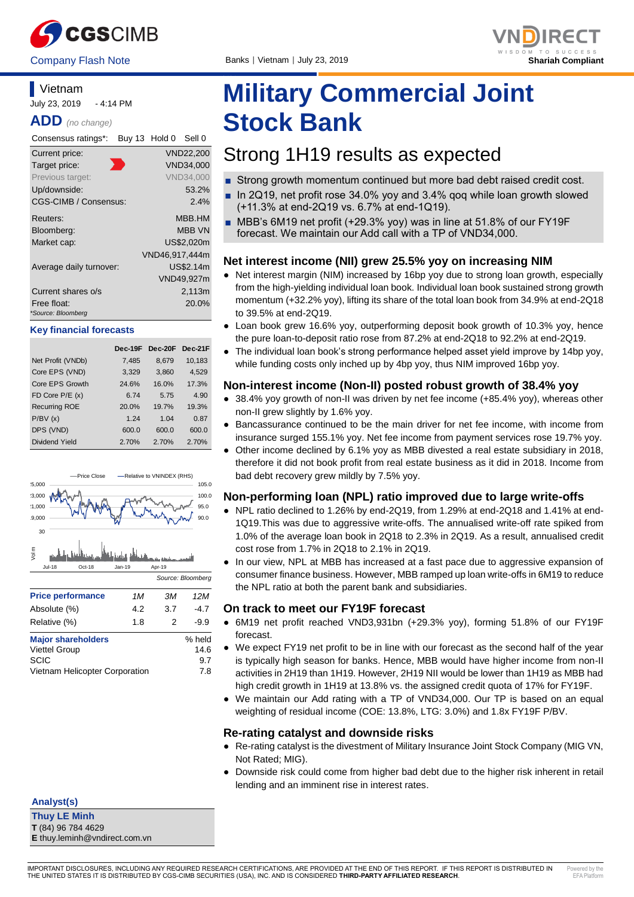CGSCIMB

Company Flash Note

Banks | Vietnam | July 23, 2019

VNDIRECT
Shariah Compliant

# Military Commercial Joint Stock Bank

## Strong 1H19 results as expected

- Strong growth momentum continued but more bad debt raised credit cost.
- In 2Q19, net profit rose 34.0% yoy and 3.4% qoq while loan growth slowed (+11.3% at end-2Q19 vs. 6.7% at end-1Q19).
- MBB's 6M19 net profit (+29.3% yoy) was in line at 51.8% of our FY19F forecast. We maintain our Add call with a TP of VND34,000.

### Net interest income (NII) grew 25.5% yoy on increasing NIM

- Net interest margin (NIM) increased by 16bp yoy due to strong loan growth, especially from the high-yielding individual loan book. Individual loan book sustained strong growth momentum (+32.2% yoy), lifting its share of the total loan book from 34.9% at end-2Q18 to 39.5% at end-2Q19.
- Loan book grew 16.6% yoy, outperforming deposit book growth of 10.3% yoy, hence the pure loan-to-deposit ratio rose from 87.2% at end-2Q18 to 92.2% at end-2Q19.
- The individual loan book's strong performance helped asset yield improve by 14bp yoy, while funding costs only inched up by 4bp yoy, thus NIM improved 16bp yoy.

### Non-interest income (Non-II) posted robust growth of 38.4% yoy

- 38.4% yoy growth of non-II was driven by net fee income (+85.4% yoy), whereas other non-II grew slightly by 1.6% yoy.
- Bancassurance continued to be the main driver for net fee income, with income from insurance surged 155.1% yoy. Net fee income from payment services rose 19.7% yoy.
- Other income declined by 6.1% yoy as MBB divested a real estate subsidiary in 2018, therefore it did not book profit from real estate business as it did in 2018. Income from bad debt recovery grew mildly by 7.5% yoy.

### Non-performing loan (NPL) ratio improved due to large write-offs

- NPL ratio declined to 1.26% by end-2Q19, from 1.29% at end-2Q18 and 1.41% at end-1Q19.This was due to aggressive write-offs. The annualised write-off rate spiked from 1.0% of the average loan book in 2Q18 to 2.3% in 2Q19. As a result, annualised credit cost rose from 1.7% in 2Q18 to 2.1% in 2Q19.
- In our view, NPL at MBB has increased at a fast pace due to aggressive expansion of consumer finance business. However, MBB ramped up loan write-offs in 6M19 to reduce the NPL ratio at both the parent bank and subsidiaries.

### On track to meet our FY19F forecast

- 6M19 net profit reached VND3,931bn (+29.3% yoy), forming 51.8% of our FY19F forecast.
- We expect FY19 net profit to be in line with our forecast as the second half of the year is typically high season for banks. Hence, MBB would have higher income from non-II activities in 2H19 than 1H19. However, 2H19 NII would be lower than 1H19 as MBB had high credit growth in 1H19 at 13.8% vs. the assigned credit quota of 17% for FY19F.
- We maintain our Add rating with a TP of VND34,000. Our TP is based on an equal weighting of residual income (COE: 13.8%, LTG: 3.0%) and 1.8x FY19F P/BV.

### Re-rating catalyst and downside risks

- Re-rating catalyst is the divestment of Military Insurance Joint Stock Company (MIG VN, Not Rated; MIG).
- Downside risk could come from higher bad debt due to the higher risk inherent in retail lending and an imminent rise in interest rates.

---

**Vietnam**

July 23, 2019 - 4:14 PM

**ADD** *(no change)*

| Consensus ratings*: | Buy 13 Hold 0 Sell 0 |
|---|---|
| Current price: | VND22,200 |
| Target price: | VND34,000 |
| Previous target: | VND34,000 |
| Up/downside: | 53.2% |
| CGS-CIMB / Consensus: | 2.4% |
| Reuters: | MBB.HM |
| Bloomberg: | MBB VN |
| Market cap: | US$2,020m |
| | VND46,917,444m |
| Average daily turnover: | US$2.14m |
| | VND49,927m |
| Current shares o/s | 2,113m |
| Free float: | 20.0% |

*Source: Bloomberg

**Key financial forecasts**

| | Dec-19F | Dec-20F | Dec-21F |
|---|---|---|---|
| Net Profit (VNDb) | 7,485 | 8,679 | 10,183 |
| Core EPS (VND) | 3,329 | 3,860 | 4,529 |
| Core EPS Growth | 24.6% | 16.0% | 17.3% |
| FD Core P/E (x) | 6.74 | 5.75 | 4.90 |
| Recurring ROE | 20.0% | 19.7% | 19.3% |
| P/BV (x) | 1.24 | 1.04 | 0.87 |
| DPS (VND) | 600.0 | 600.0 | 600.0 |
| Dividend Yield | 2.70% | 2.70% | 2.70% |

Source: Bloomberg

| Price performance | 1M | 3M | 12M |
|---|---|---|---|
| Absolute (%) | 4.2 | 3.7 | -4.7 |
| Relative (%) | 1.8 | 2 | -9.9 |

| Major shareholders | % held |
|---|---|
| Viettel Group | 14.6 |
| SCIC | 9.7 |
| Vietnam Helicopter Corporation | 7.8 |

**Analyst(s)**

**Thuy LE Minh**
**T** (84) 96 784 4629
**E** thuy.leminh@vndirect.com.vn

IMPORTANT DISCLOSURES, INCLUDING ANY REQUIRED RESEARCH CERTIFICATIONS, ARE PROVIDED AT THE END OF THIS REPORT. IF THIS REPORT IS DISTRIBUTED IN THE UNITED STATES IT IS DISTRIBUTED BY CGS-CIMB SECURITIES (USA), INC. AND IS CONSIDERED **THIRD-PARTY AFFILIATED RESEARCH**.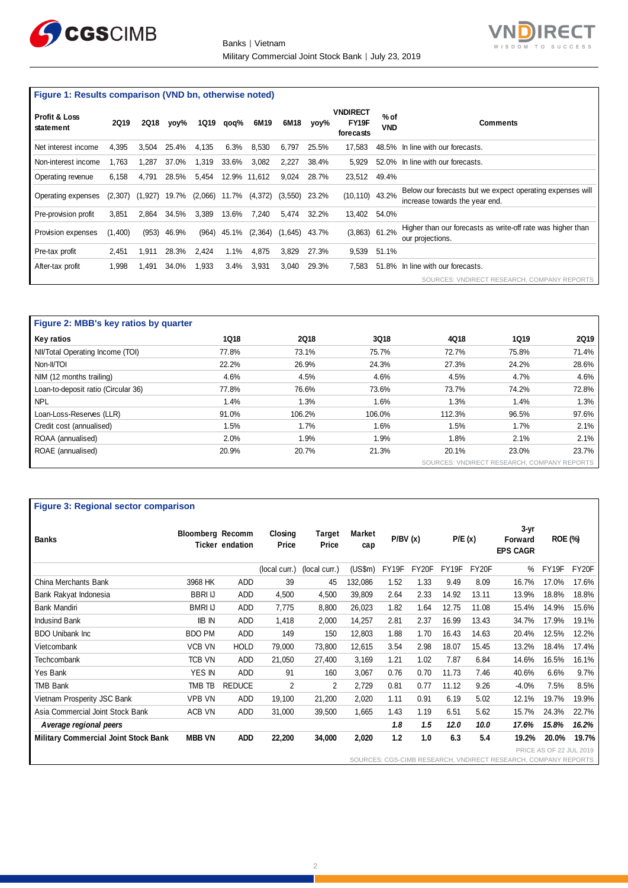**Figure 1: Results comparison (VND bn, otherwise noted)**

| Profit & Loss statement | 2Q19 | 2Q18 | yoy% | 1Q19 | qoq% | 6M19 | 6M18 | yoy% | VNDIRECT FY19F forecasts | % of VND | Comments |
|---|---|---|---|---|---|---|---|---|---|---|---|
| Net interest income | 4,395 | 3,504 | 25.4% | 4,135 | 6.3% | 8,530 | 6,797 | 25.5% | 17,583 | 48.5% | In line with our forecasts. |
| Non-interest income | 1,763 | 1,287 | 37.0% | 1,319 | 33.6% | 3,082 | 2,227 | 38.4% | 5,929 | 52.0% | In line with our forecasts. |
| Operating revenue | 6,158 | 4,791 | 28.5% | 5,454 | 12.9% | 11,612 | 9,024 | 28.7% | 23,512 | 49.4% | |
| Operating expenses | (2,307) | (1,927) | 19.7% | (2,066) | 11.7% | (4,372) | (3,550) | 23.2% | (10,110) | 43.2% | Below our forecasts but we expect operating expenses will increase towards the year end. |
| Pre-provision profit | 3,851 | 2,864 | 34.5% | 3,389 | 13.6% | 7,240 | 5,474 | 32.2% | 13,402 | 54.0% | |
| Provision expenses | (1,400) | (953) | 46.9% | (964) | 45.1% | (2,364) | (1,645) | 43.7% | (3,863) | 61.2% | Higher than our forecasts as write-off rate was higher than our projections. |
| Pre-tax profit | 2,451 | 1,911 | 28.3% | 2,424 | 1.1% | 4,875 | 3,829 | 27.3% | 9,539 | 51.1% | |
| After-tax profit | 1,998 | 1,491 | 34.0% | 1,933 | 3.4% | 3,931 | 3,040 | 29.3% | 7,583 | 51.8% | In line with our forecasts. |

SOURCES: VNDIRECT RESEARCH, COMPANY REPORTS

**Figure 2: MBB's key ratios by quarter**

| Key ratios | 1Q18 | 2Q18 | 3Q18 | 4Q18 | 1Q19 | 2Q19 |
|---|---|---|---|---|---|---|
| NII/Total Operating Income (TOI) | 77.8% | 73.1% | 75.7% | 72.7% | 75.8% | 71.4% |
| Non-II/TOI | 22.2% | 26.9% | 24.3% | 27.3% | 24.2% | 28.6% |
| NIM (12 months trailing) | 4.6% | 4.5% | 4.6% | 4.5% | 4.7% | 4.6% |
| Loan-to-deposit ratio (Circular 36) | 77.8% | 76.6% | 73.6% | 73.7% | 74.2% | 72.8% |
| NPL | 1.4% | 1.3% | 1.6% | 1.3% | 1.4% | 1.3% |
| Loan-Loss-Reserves (LLR) | 91.0% | 106.2% | 106.0% | 112.3% | 96.5% | 97.6% |
| Credit cost (annualised) | 1.5% | 1.7% | 1.6% | 1.5% | 1.7% | 2.1% |
| ROAA (annualised) | 2.0% | 1.9% | 1.9% | 1.8% | 2.1% | 2.1% |
| ROAE (annualised) | 20.9% | 20.7% | 21.3% | 20.1% | 23.0% | 23.7% |

SOURCES: VNDIRECT RESEARCH, COMPANY REPORTS

**Figure 3: Regional sector comparison**

| Banks | Bloomberg Ticker | Recommendation | Closing Price | Target Price | Market cap | P/BV (x) | | P/E (x) | | 3-yr Forward EPS CAGR | ROE (%) | |
|---|---|---|---|---|---|---|---|---|---|---|---|---|
| | | | (local curr.) | (local curr.) | (US$m) | FY19F | FY20F | FY19F | FY20F | % | FY19F | FY20F |
| China Merchants Bank | 3968 HK | ADD | 39 | 45 | 132,086 | 1.52 | 1.33 | 9.49 | 8.09 | 16.7% | 17.0% | 17.6% |
| Bank Rakyat Indonesia | BBRI IJ | ADD | 4,500 | 4,500 | 39,809 | 2.64 | 2.33 | 14.92 | 13.11 | 13.9% | 18.8% | 18.8% |
| Bank Mandiri | BMRI IJ | ADD | 7,775 | 8,800 | 26,023 | 1.82 | 1.64 | 12.75 | 11.08 | 15.4% | 14.9% | 15.6% |
| Indusind Bank | IIB IN | ADD | 1,418 | 2,000 | 14,257 | 2.81 | 2.37 | 16.99 | 13.43 | 34.7% | 17.9% | 19.1% |
| BDO Unibank Inc | BDO PM | ADD | 149 | 150 | 12,803 | 1.88 | 1.70 | 16.43 | 14.63 | 20.4% | 12.5% | 12.2% |
| Vietcombank | VCB VN | HOLD | 79,000 | 73,800 | 12,615 | 3.54 | 2.98 | 18.07 | 15.45 | 13.2% | 18.4% | 17.4% |
| Techcombank | TCB VN | ADD | 21,050 | 27,400 | 3,169 | 1.21 | 1.02 | 7.87 | 6.84 | 14.6% | 16.5% | 16.1% |
| Yes Bank | YES IN | ADD | 91 | 160 | 3,067 | 0.76 | 0.70 | 11.73 | 7.46 | 40.6% | 6.6% | 9.7% |
| TMB Bank | TMB TB | REDUCE | 2 | 2 | 2,729 | 0.81 | 0.77 | 11.12 | 9.26 | -4.0% | 7.5% | 8.5% |
| Vietnam Prosperity JSC Bank | VPB VN | ADD | 19,100 | 21,200 | 2,020 | 1.11 | 0.91 | 6.19 | 5.02 | 12.1% | 19.7% | 19.9% |
| Asia Commercial Joint Stock Bank | ACB VN | ADD | 31,000 | 39,500 | 1,665 | 1.43 | 1.19 | 6.51 | 5.62 | 15.7% | 24.3% | 22.7% |
| ***Average regional peers*** | | | | | | ***1.8*** | ***1.5*** | ***12.0*** | ***10.0*** | ***17.6%*** | ***15.8%*** | ***16.2%*** |
| **Military Commercial Joint Stock Bank** | **MBB VN** | **ADD** | **22,200** | **34,000** | **2,020** | **1.2** | **1.0** | **6.3** | **5.4** | **19.2%** | **20.0%** | **19.7%** |

PRICE AS OF 22 JUL 2019

SOURCES: CGS-CIMB RESEARCH, VNDIRECT RESEARCH, COMPANY REPORTS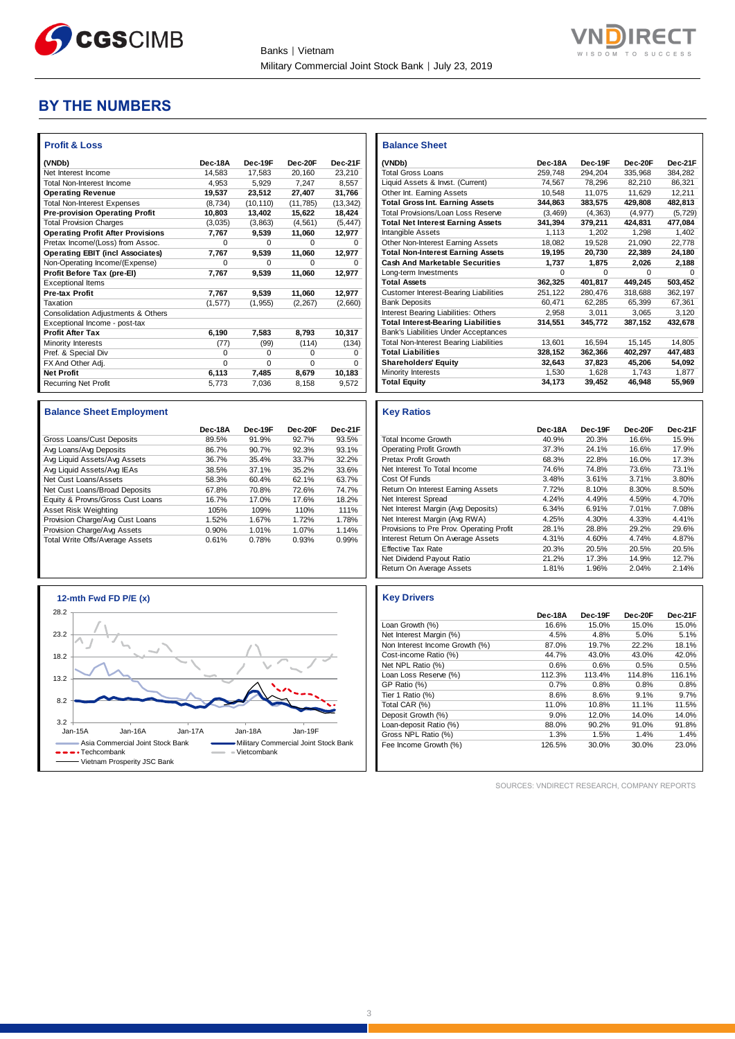## BY THE NUMBERS

### Profit & Loss

| (VNDb) | Dec-18A | Dec-19F | Dec-20F | Dec-21F |
|---|---|---|---|---|
| Net Interest Income | 14,583 | 17,583 | 20,160 | 23,210 |
| Total Non-Interest Income | 4,953 | 5,929 | 7,247 | 8,557 |
| **Operating Revenue** | **19,537** | **23,512** | **27,407** | **31,766** |
| Total Non-Interest Expenses | (8,734) | (10,110) | (11,785) | (13,342) |
| **Pre-provision Operating Profit** | **10,803** | **13,402** | **15,622** | **18,424** |
| Total Provision Charges | (3,035) | (3,863) | (4,561) | (5,447) |
| **Operating Profit After Provisions** | **7,767** | **9,539** | **11,060** | **12,977** |
| Pretax Income/(Loss) from Assoc. | 0 | 0 | 0 | 0 |
| **Operating EBIT (incl Associates)** | **7,767** | **9,539** | **11,060** | **12,977** |
| Non-Operating Income/(Expense) | 0 | 0 | 0 | 0 |
| **Profit Before Tax (pre-EI)** | **7,767** | **9,539** | **11,060** | **12,977** |
| Exceptional Items | | | | |
| **Pre-tax Profit** | **7,767** | **9,539** | **11,060** | **12,977** |
| Taxation | (1,577) | (1,955) | (2,267) | (2,660) |
| Consolidation Adjustments & Others | | | | |
| Exceptional Income - post-tax | | | | |
| **Profit After Tax** | **6,190** | **7,583** | **8,793** | **10,317** |
| Minority Interests | (77) | (99) | (114) | (134) |
| Pref. & Special Div | 0 | 0 | 0 | 0 |
| FX And Other Adj. | 0 | 0 | 0 | 0 |
| **Net Profit** | **6,113** | **7,485** | **8,679** | **10,183** |
| Recurring Net Profit | 5,773 | 7,036 | 8,158 | 9,572 |

### Balance Sheet

| (VNDb) | Dec-18A | Dec-19F | Dec-20F | Dec-21F |
|---|---|---|---|---|
| Total Gross Loans | 259,748 | 294,204 | 335,968 | 384,282 |
| Liquid Assets & Invst. (Current) | 74,567 | 78,296 | 82,210 | 86,321 |
| Other Int. Earning Assets | 10,548 | 11,075 | 11,629 | 12,211 |
| **Total Gross Int. Earning Assets** | **344,863** | **383,575** | **429,808** | **482,813** |
| Total Provisions/Loan Loss Reserve | (3,469) | (4,363) | (4,977) | (5,729) |
| **Total Net Interest Earning Assets** | **341,394** | **379,211** | **424,831** | **477,084** |
| Intangible Assets | 1,113 | 1,202 | 1,298 | 1,402 |
| Other Non-Interest Earning Assets | 18,082 | 19,528 | 21,090 | 22,778 |
| **Total Non-Interest Earning Assets** | **19,195** | **20,730** | **22,389** | **24,180** |
| **Cash And Marketable Securities** | **1,737** | **1,875** | **2,026** | **2,188** |
| Long-term Investments | 0 | 0 | 0 | 0 |
| **Total Assets** | **362,325** | **401,817** | **449,245** | **503,452** |
| Customer Interest-Bearing Liabilities | 251,122 | 280,476 | 318,688 | 362,197 |
| Bank Deposits | 60,471 | 62,285 | 65,399 | 67,361 |
| Interest Bearing Liabilities: Others | 2,958 | 3,011 | 3,065 | 3,120 |
| **Total Interest-Bearing Liabilities** | **314,551** | **345,772** | **387,152** | **432,678** |
| Bank's Liabilities Under Acceptances | | | | |
| Total Non-Interest Bearing Liabilities | 13,601 | 16,594 | 15,145 | 14,805 |
| **Total Liabilities** | **328,152** | **362,366** | **402,297** | **447,483** |
| **Shareholders' Equity** | **32,643** | **37,823** | **45,206** | **54,092** |
| Minority Interests | 1,530 | 1,628 | 1,743 | 1,877 |
| **Total Equity** | **34,173** | **39,452** | **46,948** | **55,969** |

### Balance Sheet Employment

| | Dec-18A | Dec-19F | Dec-20F | Dec-21F |
|---|---|---|---|---|
| Gross Loans/Cust Deposits | 89.5% | 91.9% | 92.7% | 93.5% |
| Avg Loans/Avg Deposits | 86.7% | 90.7% | 92.3% | 93.1% |
| Avg Liquid Assets/Avg Assets | 36.7% | 35.4% | 33.7% | 32.2% |
| Avg Liquid Assets/Avg IEAs | 38.5% | 37.1% | 35.2% | 33.6% |
| Net Cust Loans/Assets | 58.3% | 60.4% | 62.1% | 63.7% |
| Net Cust Loans/Broad Deposits | 67.8% | 70.8% | 72.6% | 74.7% |
| Equity & Provns/Gross Cust Loans | 16.7% | 17.0% | 17.6% | 18.2% |
| Asset Risk Weighting | 105% | 109% | 110% | 111% |
| Provision Charge/Avg Cust Loans | 1.52% | 1.67% | 1.72% | 1.78% |
| Provision Charge/Avg Assets | 0.90% | 1.01% | 1.07% | 1.14% |
| Total Write Offs/Average Assets | 0.61% | 0.78% | 0.93% | 0.99% |

### Key Ratios

| | Dec-18A | Dec-19F | Dec-20F | Dec-21F |
|---|---|---|---|---|
| Total Income Growth | 40.9% | 20.3% | 16.6% | 15.9% |
| Operating Profit Growth | 37.3% | 24.1% | 16.6% | 17.9% |
| Pretax Profit Growth | 68.3% | 22.8% | 16.0% | 17.3% |
| Net Interest To Total Income | 74.6% | 74.8% | 73.6% | 73.1% |
| Cost Of Funds | 3.48% | 3.61% | 3.71% | 3.80% |
| Return On Interest Earning Assets | 7.72% | 8.10% | 8.30% | 8.50% |
| Net Interest Spread | 4.24% | 4.49% | 4.59% | 4.70% |
| Net Interest Margin (Avg Deposits) | 6.34% | 6.91% | 7.01% | 7.08% |
| Net Interest Margin (Avg RWA) | 4.25% | 4.30% | 4.33% | 4.41% |
| Provisions to Pre Prov. Operating Profit | 28.1% | 28.8% | 29.2% | 29.6% |
| Interest Return On Average Assets | 4.31% | 4.60% | 4.74% | 4.87% |
| Effective Tax Rate | 20.3% | 20.5% | 20.5% | 20.5% |
| Net Dividend Payout Ratio | 21.2% | 17.3% | 14.9% | 12.7% |
| Return On Average Assets | 1.81% | 1.96% | 2.04% | 2.14% |

### 12-mth Fwd FD P/E (x)

Legend: Asia Commercial Joint Stock Bank; Military Commercial Joint Stock Bank; Techcombank; Vietcombank; Vietnam Prosperity JSC Bank

### Key Drivers

| | Dec-18A | Dec-19F | Dec-20F | Dec-21F |
|---|---|---|---|---|
| Loan Growth (%) | 16.6% | 15.0% | 15.0% | 15.0% |
| Net Interest Margin (%) | 4.5% | 4.8% | 5.0% | 5.1% |
| Non Interest Income Growth (%) | 87.0% | 19.7% | 22.2% | 18.1% |
| Cost-income Ratio (%) | 44.7% | 43.0% | 43.0% | 42.0% |
| Net NPL Ratio (%) | 0.6% | 0.6% | 0.5% | 0.5% |
| Loan Loss Reserve (%) | 112.3% | 113.4% | 114.8% | 116.1% |
| GP Ratio (%) | 0.7% | 0.8% | 0.8% | 0.8% |
| Tier 1 Ratio (%) | 8.6% | 8.6% | 9.1% | 9.7% |
| Total CAR (%) | 11.0% | 10.8% | 11.1% | 11.5% |
| Deposit Growth (%) | 9.0% | 12.0% | 14.0% | 14.0% |
| Loan-deposit Ratio (%) | 88.0% | 90.2% | 91.0% | 91.8% |
| Gross NPL Ratio (%) | 1.3% | 1.5% | 1.4% | 1.4% |
| Fee Income Growth (%) | 126.5% | 30.0% | 30.0% | 23.0% |

SOURCES: VNDIRECT RESEARCH, COMPANY REPORTS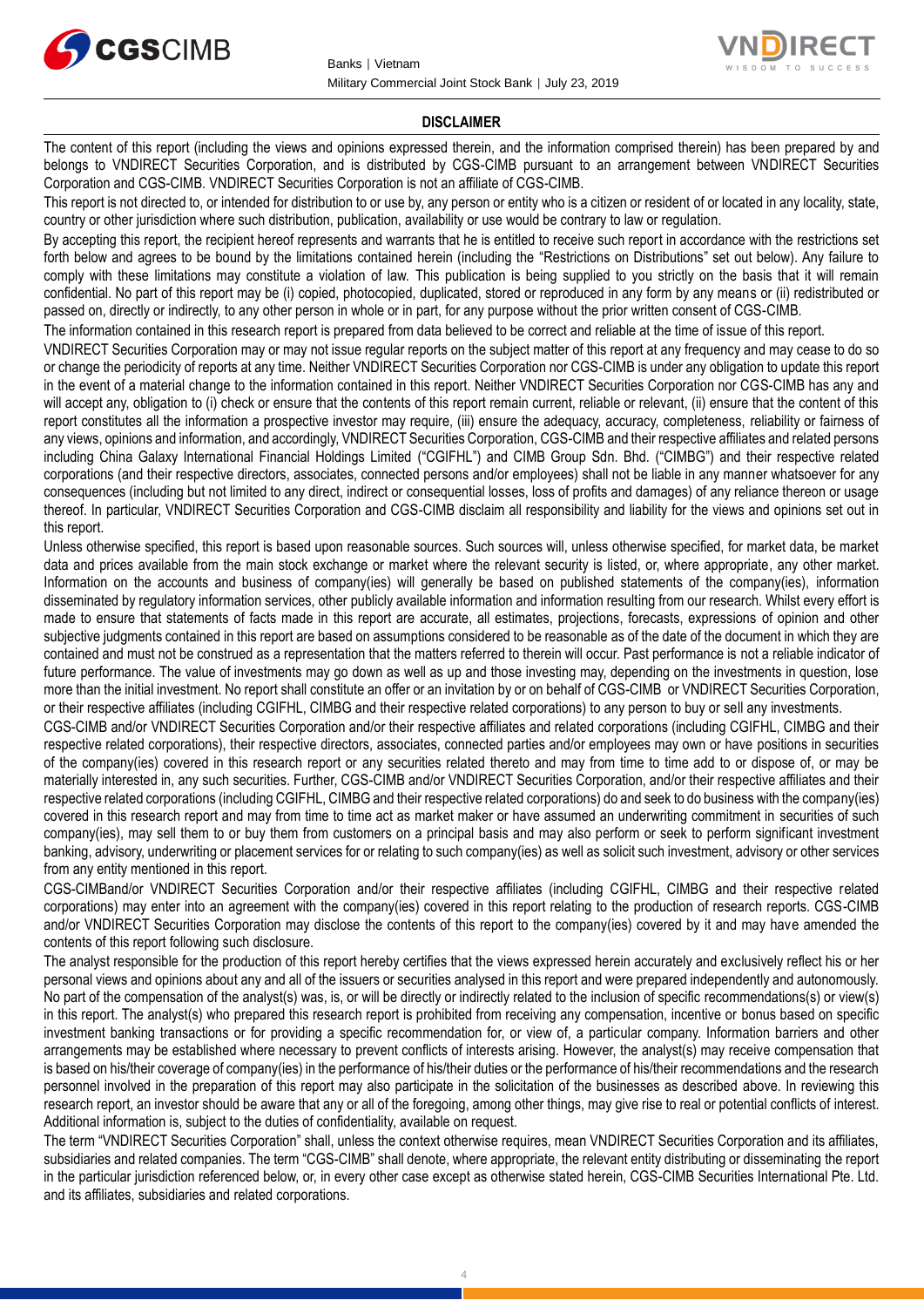## DISCLAIMER

The content of this report (including the views and opinions expressed therein, and the information comprised therein) has been prepared by and belongs to VNDIRECT Securities Corporation, and is distributed by CGS-CIMB pursuant to an arrangement between VNDIRECT Securities Corporation and CGS-CIMB. VNDIRECT Securities Corporation is not an affiliate of CGS-CIMB.

This report is not directed to, or intended for distribution to or use by, any person or entity who is a citizen or resident of or located in any locality, state, country or other jurisdiction where such distribution, publication, availability or use would be contrary to law or regulation.

By accepting this report, the recipient hereof represents and warrants that he is entitled to receive such report in accordance with the restrictions set forth below and agrees to be bound by the limitations contained herein (including the "Restrictions on Distributions" set out below). Any failure to comply with these limitations may constitute a violation of law. This publication is being supplied to you strictly on the basis that it will remain confidential. No part of this report may be (i) copied, photocopied, duplicated, stored or reproduced in any form by any means or (ii) redistributed or passed on, directly or indirectly, to any other person in whole or in part, for any purpose without the prior written consent of CGS-CIMB.

The information contained in this research report is prepared from data believed to be correct and reliable at the time of issue of this report.

VNDIRECT Securities Corporation may or may not issue regular reports on the subject matter of this report at any frequency and may cease to do so or change the periodicity of reports at any time. Neither VNDIRECT Securities Corporation nor CGS-CIMB is under any obligation to update this report in the event of a material change to the information contained in this report. Neither VNDIRECT Securities Corporation nor CGS-CIMB has any and will accept any, obligation to (i) check or ensure that the contents of this report remain current, reliable or relevant, (ii) ensure that the content of this report constitutes all the information a prospective investor may require, (iii) ensure the adequacy, accuracy, completeness, reliability or fairness of any views, opinions and information, and accordingly, VNDIRECT Securities Corporation, CGS-CIMB and their respective affiliates and related persons including China Galaxy International Financial Holdings Limited ("CGIFHL") and CIMB Group Sdn. Bhd. ("CIMBG") and their respective related corporations (and their respective directors, associates, connected persons and/or employees) shall not be liable in any manner whatsoever for any consequences (including but not limited to any direct, indirect or consequential losses, loss of profits and damages) of any reliance thereon or usage thereof. In particular, VNDIRECT Securities Corporation and CGS-CIMB disclaim all responsibility and liability for the views and opinions set out in this report.

Unless otherwise specified, this report is based upon reasonable sources. Such sources will, unless otherwise specified, for market data, be market data and prices available from the main stock exchange or market where the relevant security is listed, or, where appropriate, any other market. Information on the accounts and business of company(ies) will generally be based on published statements of the company(ies), information disseminated by regulatory information services, other publicly available information and information resulting from our research. Whilst every effort is made to ensure that statements of facts made in this report are accurate, all estimates, projections, forecasts, expressions of opinion and other subjective judgments contained in this report are based on assumptions considered to be reasonable as of the date of the document in which they are contained and must not be construed as a representation that the matters referred to therein will occur. Past performance is not a reliable indicator of future performance. The value of investments may go down as well as up and those investing may, depending on the investments in question, lose more than the initial investment. No report shall constitute an offer or an invitation by or on behalf of CGS-CIMB or VNDIRECT Securities Corporation, or their respective affiliates (including CGIFHL, CIMBG and their respective related corporations) to any person to buy or sell any investments.

CGS-CIMB and/or VNDIRECT Securities Corporation and/or their respective affiliates and related corporations (including CGIFHL, CIMBG and their respective related corporations), their respective directors, associates, connected parties and/or employees may own or have positions in securities of the company(ies) covered in this research report or any securities related thereto and may from time to time add to or dispose of, or may be materially interested in, any such securities. Further, CGS-CIMB and/or VNDIRECT Securities Corporation, and/or their respective affiliates and their respective related corporations (including CGIFHL, CIMBG and their respective related corporations) do and seek to do business with the company(ies) covered in this research report and may from time to time act as market maker or have assumed an underwriting commitment in securities of such company(ies), may sell them to or buy them from customers on a principal basis and may also perform or seek to perform significant investment banking, advisory, underwriting or placement services for or relating to such company(ies) as well as solicit such investment, advisory or other services from any entity mentioned in this report.

CGS-CIMBand/or VNDIRECT Securities Corporation and/or their respective affiliates (including CGIFHL, CIMBG and their respective related corporations) may enter into an agreement with the company(ies) covered in this report relating to the production of research reports. CGS-CIMB and/or VNDIRECT Securities Corporation may disclose the contents of this report to the company(ies) covered by it and may have amended the contents of this report following such disclosure.

The analyst responsible for the production of this report hereby certifies that the views expressed herein accurately and exclusively reflect his or her personal views and opinions about any and all of the issuers or securities analysed in this report and were prepared independently and autonomously. No part of the compensation of the analyst(s) was, is, or will be directly or indirectly related to the inclusion of specific recommendations(s) or view(s) in this report. The analyst(s) who prepared this research report is prohibited from receiving any compensation, incentive or bonus based on specific investment banking transactions or for providing a specific recommendation for, or view of, a particular company. Information barriers and other arrangements may be established where necessary to prevent conflicts of interests arising. However, the analyst(s) may receive compensation that is based on his/their coverage of company(ies) in the performance of his/their duties or the performance of his/their recommendations and the research personnel involved in the preparation of this report may also participate in the solicitation of the businesses as described above. In reviewing this research report, an investor should be aware that any or all of the foregoing, among other things, may give rise to real or potential conflicts of interest. Additional information is, subject to the duties of confidentiality, available on request.

The term "VNDIRECT Securities Corporation" shall, unless the context otherwise requires, mean VNDIRECT Securities Corporation and its affiliates, subsidiaries and related companies. The term "CGS-CIMB" shall denote, where appropriate, the relevant entity distributing or disseminating the report in the particular jurisdiction referenced below, or, in every other case except as otherwise stated herein, CGS-CIMB Securities International Pte. Ltd. and its affiliates, subsidiaries and related corporations.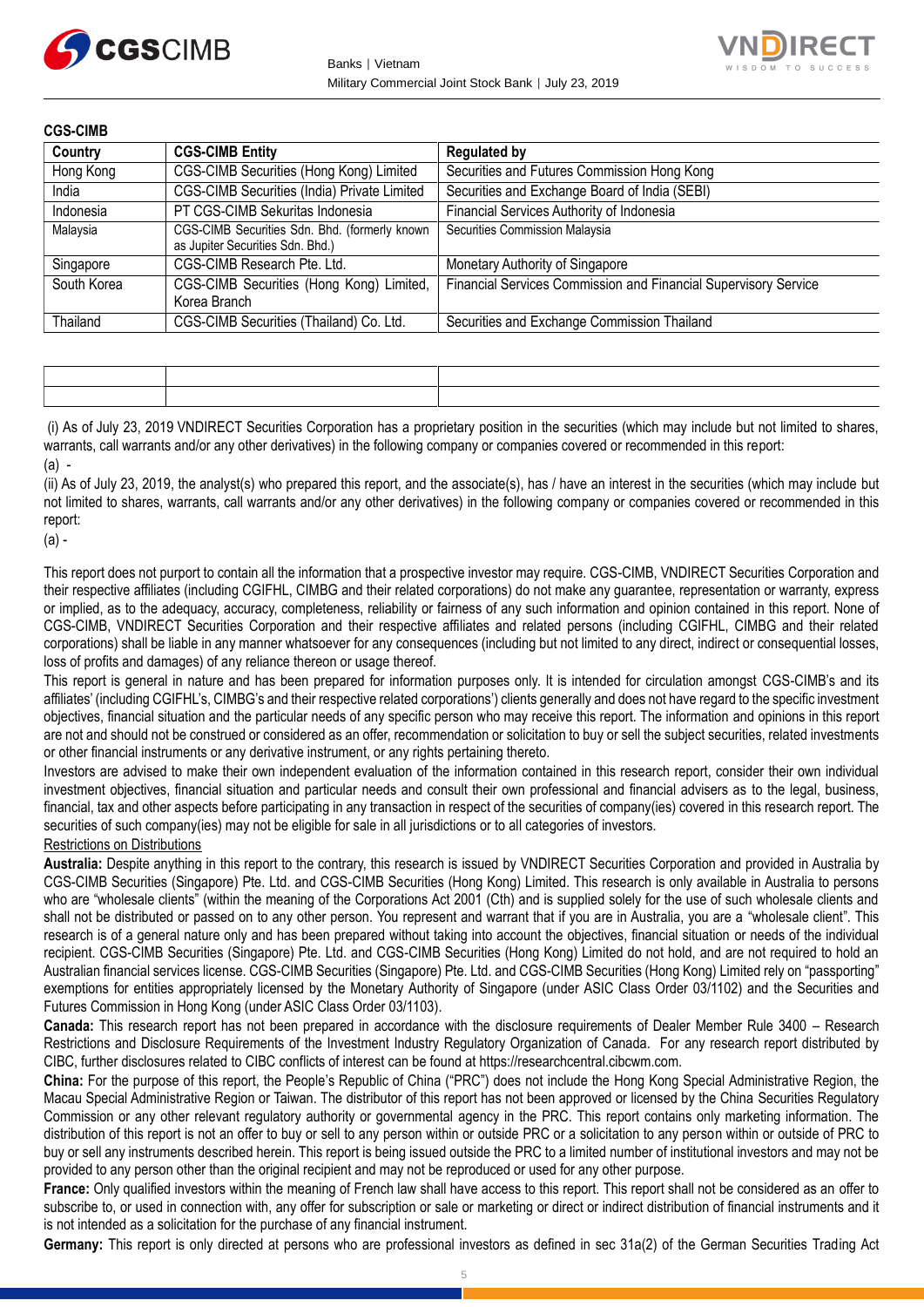**CGS-CIMB**

| Country | CGS-CIMB Entity | Regulated by |
|---|---|---|
| Hong Kong | CGS-CIMB Securities (Hong Kong) Limited | Securities and Futures Commission Hong Kong |
| India | CGS-CIMB Securities (India) Private Limited | Securities and Exchange Board of India (SEBI) |
| Indonesia | PT CGS-CIMB Sekuritas Indonesia | Financial Services Authority of Indonesia |
| Malaysia | CGS-CIMB Securities Sdn. Bhd. (formerly known as Jupiter Securities Sdn. Bhd.) | Securities Commission Malaysia |
| Singapore | CGS-CIMB Research Pte. Ltd. | Monetary Authority of Singapore |
| South Korea | CGS-CIMB Securities (Hong Kong) Limited, Korea Branch | Financial Services Commission and Financial Supervisory Service |
| Thailand | CGS-CIMB Securities (Thailand) Co. Ltd. | Securities and Exchange Commission Thailand |

(i) As of July 23, 2019 VNDIRECT Securities Corporation has a proprietary position in the securities (which may include but not limited to shares, warrants, call warrants and/or any other derivatives) in the following company or companies covered or recommended in this report:

(a) -

(ii) As of July 23, 2019, the analyst(s) who prepared this report, and the associate(s), has / have an interest in the securities (which may include but not limited to shares, warrants, call warrants and/or any other derivatives) in the following company or companies covered or recommended in this report:

(a) -

This report does not purport to contain all the information that a prospective investor may require. CGS-CIMB, VNDIRECT Securities Corporation and their respective affiliates (including CGIFHL, CIMBG and their related corporations) do not make any guarantee, representation or warranty, express or implied, as to the adequacy, accuracy, completeness, reliability or fairness of any such information and opinion contained in this report. None of CGS-CIMB, VNDIRECT Securities Corporation and their respective affiliates and related persons (including CGIFHL, CIMBG and their related corporations) shall be liable in any manner whatsoever for any consequences (including but not limited to any direct, indirect or consequential losses, loss of profits and damages) of any reliance thereon or usage thereof.

This report is general in nature and has been prepared for information purposes only. It is intended for circulation amongst CGS-CIMB's and its affiliates' (including CGIFHL's, CIMBG's and their respective related corporations') clients generally and does not have regard to the specific investment objectives, financial situation and the particular needs of any specific person who may receive this report. The information and opinions in this report are not and should not be construed or considered as an offer, recommendation or solicitation to buy or sell the subject securities, related investments or other financial instruments or any derivative instrument, or any rights pertaining thereto.

Investors are advised to make their own independent evaluation of the information contained in this research report, consider their own individual investment objectives, financial situation and particular needs and consult their own professional and financial advisers as to the legal, business, financial, tax and other aspects before participating in any transaction in respect of the securities of company(ies) covered in this research report. The securities of such company(ies) may not be eligible for sale in all jurisdictions or to all categories of investors.

Restrictions on Distributions

**Australia:** Despite anything in this report to the contrary, this research is issued by VNDIRECT Securities Corporation and provided in Australia by CGS-CIMB Securities (Singapore) Pte. Ltd. and CGS-CIMB Securities (Hong Kong) Limited. This research is only available in Australia to persons who are "wholesale clients" (within the meaning of the Corporations Act 2001 (Cth) and is supplied solely for the use of such wholesale clients and shall not be distributed or passed on to any other person. You represent and warrant that if you are in Australia, you are a "wholesale client". This research is of a general nature only and has been prepared without taking into account the objectives, financial situation or needs of the individual recipient. CGS-CIMB Securities (Singapore) Pte. Ltd. and CGS-CIMB Securities (Hong Kong) Limited do not hold, and are not required to hold an Australian financial services license. CGS-CIMB Securities (Singapore) Pte. Ltd. and CGS-CIMB Securities (Hong Kong) Limited rely on "passporting" exemptions for entities appropriately licensed by the Monetary Authority of Singapore (under ASIC Class Order 03/1102) and the Securities and Futures Commission in Hong Kong (under ASIC Class Order 03/1103).

**Canada:** This research report has not been prepared in accordance with the disclosure requirements of Dealer Member Rule 3400 – Research Restrictions and Disclosure Requirements of the Investment Industry Regulatory Organization of Canada. For any research report distributed by CIBC, further disclosures related to CIBC conflicts of interest can be found at https://researchcentral.cibcwm.com.

**China:** For the purpose of this report, the People's Republic of China ("PRC") does not include the Hong Kong Special Administrative Region, the Macau Special Administrative Region or Taiwan. The distributor of this report has not been approved or licensed by the China Securities Regulatory Commission or any other relevant regulatory authority or governmental agency in the PRC. This report contains only marketing information. The distribution of this report is not an offer to buy or sell to any person within or outside PRC or a solicitation to any person within or outside of PRC to buy or sell any instruments described herein. This report is being issued outside the PRC to a limited number of institutional investors and may not be provided to any person other than the original recipient and may not be reproduced or used for any other purpose.

**France:** Only qualified investors within the meaning of French law shall have access to this report. This report shall not be considered as an offer to subscribe to, or used in connection with, any offer for subscription or sale or marketing or direct or indirect distribution of financial instruments and it is not intended as a solicitation for the purchase of any financial instrument.

**Germany:** This report is only directed at persons who are professional investors as defined in sec 31a(2) of the German Securities Trading Act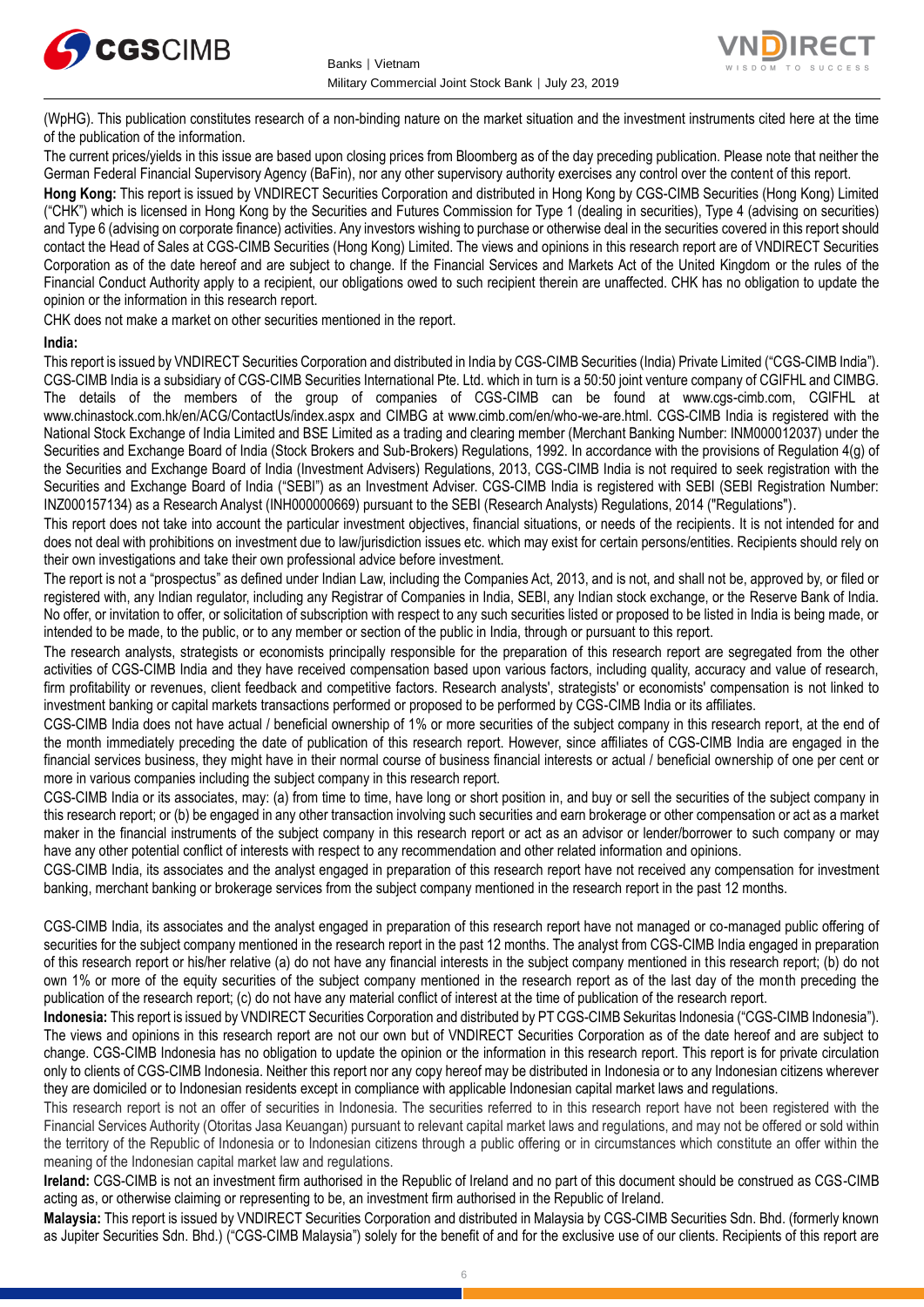(WpHG). This publication constitutes research of a non-binding nature on the market situation and the investment instruments cited here at the time of the publication of the information.

The current prices/yields in this issue are based upon closing prices from Bloomberg as of the day preceding publication. Please note that neither the German Federal Financial Supervisory Agency (BaFin), nor any other supervisory authority exercises any control over the content of this report.

**Hong Kong:** This report is issued by VNDIRECT Securities Corporation and distributed in Hong Kong by CGS-CIMB Securities (Hong Kong) Limited ("CHK") which is licensed in Hong Kong by the Securities and Futures Commission for Type 1 (dealing in securities), Type 4 (advising on securities) and Type 6 (advising on corporate finance) activities. Any investors wishing to purchase or otherwise deal in the securities covered in this report should contact the Head of Sales at CGS-CIMB Securities (Hong Kong) Limited. The views and opinions in this research report are of VNDIRECT Securities Corporation as of the date hereof and are subject to change. If the Financial Services and Markets Act of the United Kingdom or the rules of the Financial Conduct Authority apply to a recipient, our obligations owed to such recipient therein are unaffected. CHK has no obligation to update the opinion or the information in this research report.

CHK does not make a market on other securities mentioned in the report.

**India:**

This report is issued by VNDIRECT Securities Corporation and distributed in India by CGS-CIMB Securities (India) Private Limited ("CGS-CIMB India"). CGS-CIMB India is a subsidiary of CGS-CIMB Securities International Pte. Ltd. which in turn is a 50:50 joint venture company of CGIFHL and CIMBG. The details of the members of the group of companies of CGS-CIMB can be found at www.cgs-cimb.com, CGIFHL at www.chinastock.com.hk/en/ACG/ContactUs/index.aspx and CIMBG at www.cimb.com/en/who-we-are.html. CGS-CIMB India is registered with the National Stock Exchange of India Limited and BSE Limited as a trading and clearing member (Merchant Banking Number: INM000012037) under the Securities and Exchange Board of India (Stock Brokers and Sub-Brokers) Regulations, 1992. In accordance with the provisions of Regulation 4(g) of the Securities and Exchange Board of India (Investment Advisers) Regulations, 2013, CGS-CIMB India is not required to seek registration with the Securities and Exchange Board of India ("SEBI") as an Investment Adviser. CGS-CIMB India is registered with SEBI (SEBI Registration Number: INZ000157134) as a Research Analyst (INH000000669) pursuant to the SEBI (Research Analysts) Regulations, 2014 ("Regulations").

This report does not take into account the particular investment objectives, financial situations, or needs of the recipients. It is not intended for and does not deal with prohibitions on investment due to law/jurisdiction issues etc. which may exist for certain persons/entities. Recipients should rely on their own investigations and take their own professional advice before investment.

The report is not a "prospectus" as defined under Indian Law, including the Companies Act, 2013, and is not, and shall not be, approved by, or filed or registered with, any Indian regulator, including any Registrar of Companies in India, SEBI, any Indian stock exchange, or the Reserve Bank of India. No offer, or invitation to offer, or solicitation of subscription with respect to any such securities listed or proposed to be listed in India is being made, or intended to be made, to the public, or to any member or section of the public in India, through or pursuant to this report.

The research analysts, strategists or economists principally responsible for the preparation of this research report are segregated from the other activities of CGS-CIMB India and they have received compensation based upon various factors, including quality, accuracy and value of research, firm profitability or revenues, client feedback and competitive factors. Research analysts', strategists' or economists' compensation is not linked to investment banking or capital markets transactions performed or proposed to be performed by CGS-CIMB India or its affiliates.

CGS-CIMB India does not have actual / beneficial ownership of 1% or more securities of the subject company in this research report, at the end of the month immediately preceding the date of publication of this research report. However, since affiliates of CGS-CIMB India are engaged in the financial services business, they might have in their normal course of business financial interests or actual / beneficial ownership of one per cent or more in various companies including the subject company in this research report.

CGS-CIMB India or its associates, may: (a) from time to time, have long or short position in, and buy or sell the securities of the subject company in this research report; or (b) be engaged in any other transaction involving such securities and earn brokerage or other compensation or act as a market maker in the financial instruments of the subject company in this research report or act as an advisor or lender/borrower to such company or may have any other potential conflict of interests with respect to any recommendation and other related information and opinions.

CGS-CIMB India, its associates and the analyst engaged in preparation of this research report have not received any compensation for investment banking, merchant banking or brokerage services from the subject company mentioned in the research report in the past 12 months.

CGS-CIMB India, its associates and the analyst engaged in preparation of this research report have not managed or co-managed public offering of securities for the subject company mentioned in the research report in the past 12 months. The analyst from CGS-CIMB India engaged in preparation of this research report or his/her relative (a) do not have any financial interests in the subject company mentioned in this research report; (b) do not own 1% or more of the equity securities of the subject company mentioned in the research report as of the last day of the month preceding the publication of the research report; (c) do not have any material conflict of interest at the time of publication of the research report.

**Indonesia:** This report is issued by VNDIRECT Securities Corporation and distributed by PT CGS-CIMB Sekuritas Indonesia ("CGS-CIMB Indonesia"). The views and opinions in this research report are not our own but of VNDIRECT Securities Corporation as of the date hereof and are subject to change. CGS-CIMB Indonesia has no obligation to update the opinion or the information in this research report. This report is for private circulation only to clients of CGS-CIMB Indonesia. Neither this report nor any copy hereof may be distributed in Indonesia or to any Indonesian citizens wherever they are domiciled or to Indonesian residents except in compliance with applicable Indonesian capital market laws and regulations.

This research report is not an offer of securities in Indonesia. The securities referred to in this research report have not been registered with the Financial Services Authority (Otoritas Jasa Keuangan) pursuant to relevant capital market laws and regulations, and may not be offered or sold within the territory of the Republic of Indonesia or to Indonesian citizens through a public offering or in circumstances which constitute an offer within the meaning of the Indonesian capital market law and regulations.

**Ireland:** CGS-CIMB is not an investment firm authorised in the Republic of Ireland and no part of this document should be construed as CGS-CIMB acting as, or otherwise claiming or representing to be, an investment firm authorised in the Republic of Ireland.

**Malaysia:** This report is issued by VNDIRECT Securities Corporation and distributed in Malaysia by CGS-CIMB Securities Sdn. Bhd. (formerly known as Jupiter Securities Sdn. Bhd.) ("CGS-CIMB Malaysia") solely for the benefit of and for the exclusive use of our clients. Recipients of this report are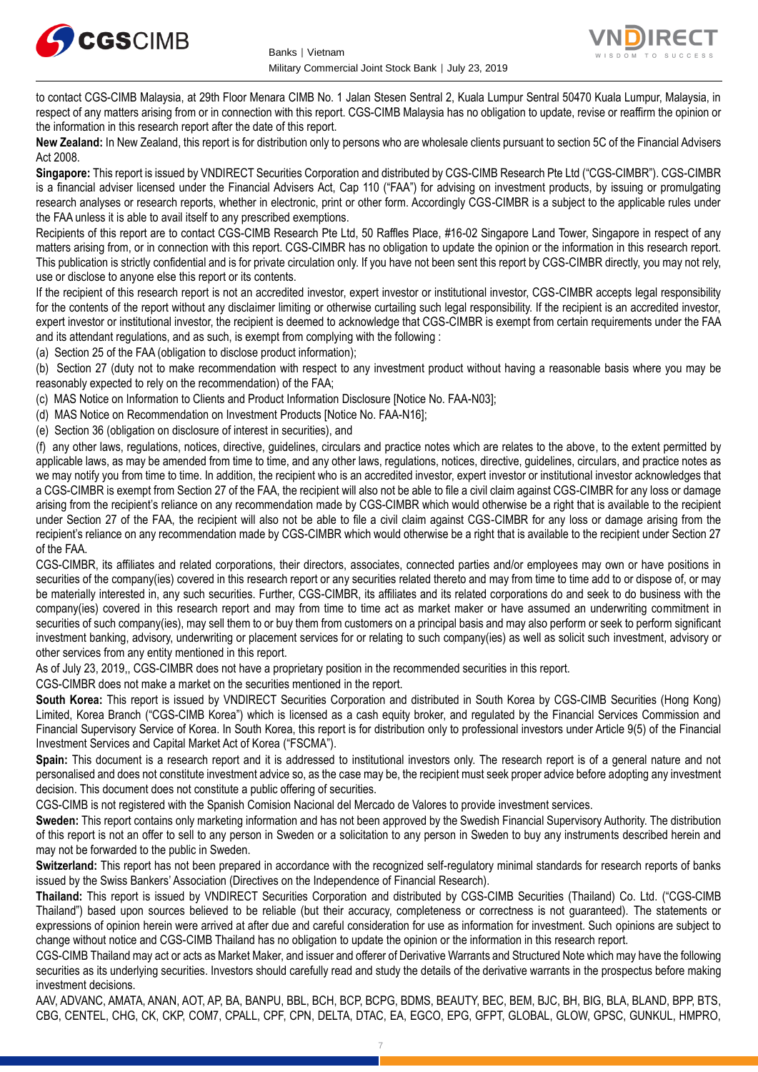to contact CGS-CIMB Malaysia, at 29th Floor Menara CIMB No. 1 Jalan Stesen Sentral 2, Kuala Lumpur Sentral 50470 Kuala Lumpur, Malaysia, in respect of any matters arising from or in connection with this report. CGS-CIMB Malaysia has no obligation to update, revise or reaffirm the opinion or the information in this research report after the date of this report.

**New Zealand:** In New Zealand, this report is for distribution only to persons who are wholesale clients pursuant to section 5C of the Financial Advisers Act 2008.

**Singapore:** This report is issued by VNDIRECT Securities Corporation and distributed by CGS-CIMB Research Pte Ltd ("CGS-CIMBR"). CGS-CIMBR is a financial adviser licensed under the Financial Advisers Act, Cap 110 ("FAA") for advising on investment products, by issuing or promulgating research analyses or research reports, whether in electronic, print or other form. Accordingly CGS-CIMBR is a subject to the applicable rules under the FAA unless it is able to avail itself to any prescribed exemptions.

Recipients of this report are to contact CGS-CIMB Research Pte Ltd, 50 Raffles Place, #16-02 Singapore Land Tower, Singapore in respect of any matters arising from, or in connection with this report. CGS-CIMBR has no obligation to update the opinion or the information in this research report. This publication is strictly confidential and is for private circulation only. If you have not been sent this report by CGS-CIMBR directly, you may not rely, use or disclose to anyone else this report or its contents.

If the recipient of this research report is not an accredited investor, expert investor or institutional investor, CGS-CIMBR accepts legal responsibility for the contents of the report without any disclaimer limiting or otherwise curtailing such legal responsibility. If the recipient is an accredited investor, expert investor or institutional investor, the recipient is deemed to acknowledge that CGS-CIMBR is exempt from certain requirements under the FAA and its attendant regulations, and as such, is exempt from complying with the following :

(a) Section 25 of the FAA (obligation to disclose product information);

(b) Section 27 (duty not to make recommendation with respect to any investment product without having a reasonable basis where you may be reasonably expected to rely on the recommendation) of the FAA;

(c) MAS Notice on Information to Clients and Product Information Disclosure [Notice No. FAA-N03];

(d) MAS Notice on Recommendation on Investment Products [Notice No. FAA-N16];

(e) Section 36 (obligation on disclosure of interest in securities), and

(f) any other laws, regulations, notices, directive, guidelines, circulars and practice notes which are relates to the above, to the extent permitted by applicable laws, as may be amended from time to time, and any other laws, regulations, notices, directive, guidelines, circulars, and practice notes as we may notify you from time to time. In addition, the recipient who is an accredited investor, expert investor or institutional investor acknowledges that a CGS-CIMBR is exempt from Section 27 of the FAA, the recipient will also not be able to file a civil claim against CGS-CIMBR for any loss or damage arising from the recipient's reliance on any recommendation made by CGS-CIMBR which would otherwise be a right that is available to the recipient under Section 27 of the FAA, the recipient will also not be able to file a civil claim against CGS-CIMBR for any loss or damage arising from the recipient's reliance on any recommendation made by CGS-CIMBR which would otherwise be a right that is available to the recipient under Section 27 of the FAA.

CGS-CIMBR, its affiliates and related corporations, their directors, associates, connected parties and/or employees may own or have positions in securities of the company(ies) covered in this research report or any securities related thereto and may from time to time add to or dispose of, or may be materially interested in, any such securities. Further, CGS-CIMBR, its affiliates and its related corporations do and seek to do business with the company(ies) covered in this research report and may from time to time act as market maker or have assumed an underwriting commitment in securities of such company(ies), may sell them to or buy them from customers on a principal basis and may also perform or seek to perform significant investment banking, advisory, underwriting or placement services for or relating to such company(ies) as well as solicit such investment, advisory or other services from any entity mentioned in this report.

As of July 23, 2019,, CGS-CIMBR does not have a proprietary position in the recommended securities in this report.

CGS-CIMBR does not make a market on the securities mentioned in the report.

**South Korea:** This report is issued by VNDIRECT Securities Corporation and distributed in South Korea by CGS-CIMB Securities (Hong Kong) Limited, Korea Branch ("CGS-CIMB Korea") which is licensed as a cash equity broker, and regulated by the Financial Services Commission and Financial Supervisory Service of Korea. In South Korea, this report is for distribution only to professional investors under Article 9(5) of the Financial Investment Services and Capital Market Act of Korea ("FSCMA").

**Spain:** This document is a research report and it is addressed to institutional investors only. The research report is of a general nature and not personalised and does not constitute investment advice so, as the case may be, the recipient must seek proper advice before adopting any investment decision. This document does not constitute a public offering of securities.

CGS-CIMB is not registered with the Spanish Comision Nacional del Mercado de Valores to provide investment services.

**Sweden:** This report contains only marketing information and has not been approved by the Swedish Financial Supervisory Authority. The distribution of this report is not an offer to sell to any person in Sweden or a solicitation to any person in Sweden to buy any instruments described herein and may not be forwarded to the public in Sweden.

**Switzerland:** This report has not been prepared in accordance with the recognized self-regulatory minimal standards for research reports of banks issued by the Swiss Bankers' Association (Directives on the Independence of Financial Research).

**Thailand:** This report is issued by VNDIRECT Securities Corporation and distributed by CGS-CIMB Securities (Thailand) Co. Ltd. ("CGS-CIMB Thailand") based upon sources believed to be reliable (but their accuracy, completeness or correctness is not guaranteed). The statements or expressions of opinion herein were arrived at after due and careful consideration for use as information for investment. Such opinions are subject to change without notice and CGS-CIMB Thailand has no obligation to update the opinion or the information in this research report.

CGS-CIMB Thailand may act or acts as Market Maker, and issuer and offerer of Derivative Warrants and Structured Note which may have the following securities as its underlying securities. Investors should carefully read and study the details of the derivative warrants in the prospectus before making investment decisions.

AAV, ADVANC, AMATA, ANAN, AOT, AP, BA, BANPU, BBL, BCH, BCP, BCPG, BDMS, BEAUTY, BEC, BEM, BJC, BH, BIG, BLA, BLAND, BPP, BTS, CBG, CENTEL, CHG, CK, CKP, COM7, CPALL, CPF, CPN, DELTA, DTAC, EA, EGCO, EPG, GFPT, GLOBAL, GLOW, GPSC, GUNKUL, HMPRO,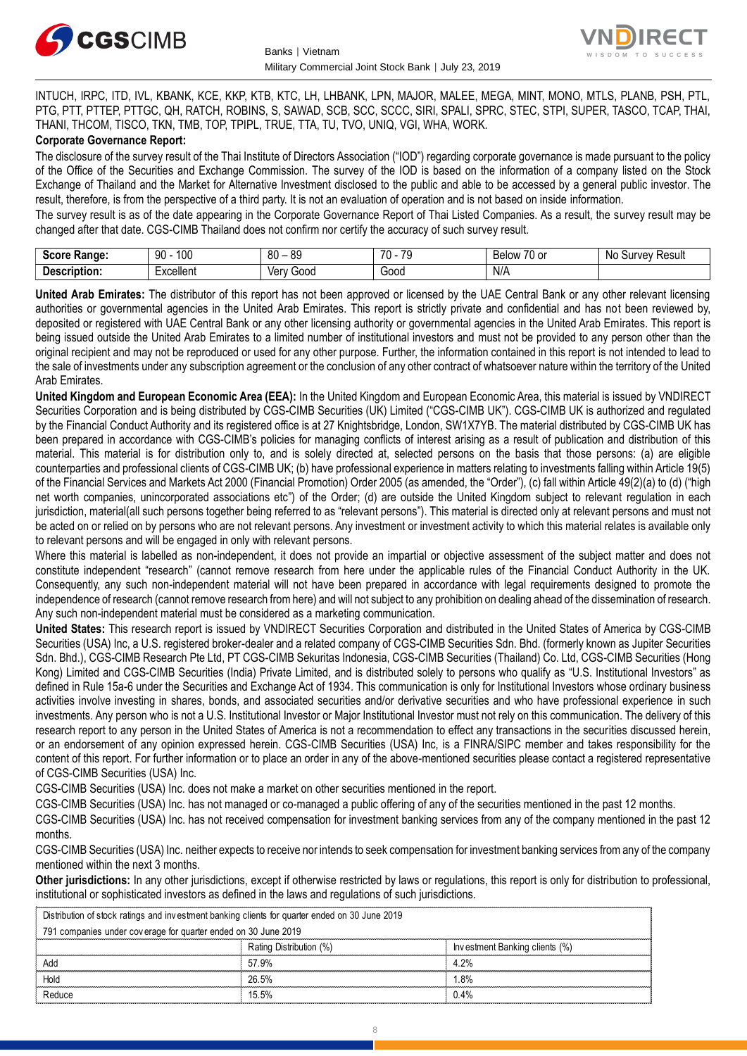INTUCH, IRPC, ITD, IVL, KBANK, KCE, KKP, KTB, KTC, LH, LHBANK, LPN, MAJOR, MALEE, MEGA, MINT, MONO, MTLS, PLANB, PSH, PTL, PTG, PTT, PTTEP, PTTGC, QH, RATCH, ROBINS, S, SAWAD, SCB, SCC, SCCC, SIRI, SPALI, SPRC, STEC, STPI, SUPER, TASCO, TCAP, THAI, THANI, THCOM, TISCO, TKN, TMB, TOP, TPIPL, TRUE, TTA, TU, TVO, UNIQ, VGI, WHA, WORK.

**Corporate Governance Report:**

The disclosure of the survey result of the Thai Institute of Directors Association ("IOD") regarding corporate governance is made pursuant to the policy of the Office of the Securities and Exchange Commission. The survey of the IOD is based on the information of a company listed on the Stock Exchange of Thailand and the Market for Alternative Investment disclosed to the public and able to be accessed by a general public investor. The result, therefore, is from the perspective of a third party. It is not an evaluation of operation and is not based on inside information.

The survey result is as of the date appearing in the Corporate Governance Report of Thai Listed Companies. As a result, the survey result may be changed after that date. CGS-CIMB Thailand does not confirm nor certify the accuracy of such survey result.

| **Score Range:** | 90 - 100 | 80 – 89 | 70 - 79 | Below 70 or | No Survey Result |
|---|---|---|---|---|---|
| **Description:** | Excellent | Very Good | Good | N/A | |

**United Arab Emirates:** The distributor of this report has not been approved or licensed by the UAE Central Bank or any other relevant licensing authorities or governmental agencies in the United Arab Emirates. This report is strictly private and confidential and has not been reviewed by, deposited or registered with UAE Central Bank or any other licensing authority or governmental agencies in the United Arab Emirates. This report is being issued outside the United Arab Emirates to a limited number of institutional investors and must not be provided to any person other than the original recipient and may not be reproduced or used for any other purpose. Further, the information contained in this report is not intended to lead to the sale of investments under any subscription agreement or the conclusion of any other contract of whatsoever nature within the territory of the United Arab Emirates.

**United Kingdom and European Economic Area (EEA):** In the United Kingdom and European Economic Area, this material is issued by VNDIRECT Securities Corporation and is being distributed by CGS-CIMB Securities (UK) Limited ("CGS-CIMB UK"). CGS-CIMB UK is authorized and regulated by the Financial Conduct Authority and its registered office is at 27 Knightsbridge, London, SW1X7YB. The material distributed by CGS-CIMB UK has been prepared in accordance with CGS-CIMB's policies for managing conflicts of interest arising as a result of publication and distribution of this material. This material is for distribution only to, and is solely directed at, selected persons on the basis that those persons: (a) are eligible counterparties and professional clients of CGS-CIMB UK; (b) have professional experience in matters relating to investments falling within Article 19(5) of the Financial Services and Markets Act 2000 (Financial Promotion) Order 2005 (as amended, the "Order"), (c) fall within Article 49(2)(a) to (d) ("high net worth companies, unincorporated associations etc") of the Order; (d) are outside the United Kingdom subject to relevant regulation in each jurisdiction, material(all such persons together being referred to as "relevant persons"). This material is directed only at relevant persons and must not be acted on or relied on by persons who are not relevant persons. Any investment or investment activity to which this material relates is available only to relevant persons and will be engaged in only with relevant persons.

Where this material is labelled as non-independent, it does not provide an impartial or objective assessment of the subject matter and does not constitute independent "research" (cannot remove research from here under the applicable rules of the Financial Conduct Authority in the UK. Consequently, any such non-independent material will not have been prepared in accordance with legal requirements designed to promote the independence of research (cannot remove research from here) and will not subject to any prohibition on dealing ahead of the dissemination of research. Any such non-independent material must be considered as a marketing communication.

**United States:** This research report is issued by VNDIRECT Securities Corporation and distributed in the United States of America by CGS-CIMB Securities (USA) Inc, a U.S. registered broker-dealer and a related company of CGS-CIMB Securities Sdn. Bhd. (formerly known as Jupiter Securities Sdn. Bhd.), CGS-CIMB Research Pte Ltd, PT CGS-CIMB Sekuritas Indonesia, CGS-CIMB Securities (Thailand) Co. Ltd, CGS-CIMB Securities (Hong Kong) Limited and CGS-CIMB Securities (India) Private Limited, and is distributed solely to persons who qualify as "U.S. Institutional Investors" as defined in Rule 15a-6 under the Securities and Exchange Act of 1934. This communication is only for Institutional Investors whose ordinary business activities involve investing in shares, bonds, and associated securities and/or derivative securities and who have professional experience in such investments. Any person who is not a U.S. Institutional Investor or Major Institutional Investor must not rely on this communication. The delivery of this research report to any person in the United States of America is not a recommendation to effect any transactions in the securities discussed herein, or an endorsement of any opinion expressed herein. CGS-CIMB Securities (USA) Inc, is a FINRA/SIPC member and takes responsibility for the content of this report. For further information or to place an order in any of the above-mentioned securities please contact a registered representative of CGS-CIMB Securities (USA) Inc.

CGS-CIMB Securities (USA) Inc. does not make a market on other securities mentioned in the report.

CGS-CIMB Securities (USA) Inc. has not managed or co-managed a public offering of any of the securities mentioned in the past 12 months.

CGS-CIMB Securities (USA) Inc. has not received compensation for investment banking services from any of the company mentioned in the past 12 months.

CGS-CIMB Securities (USA) Inc. neither expects to receive nor intends to seek compensation for investment banking services from any of the company mentioned within the next 3 months.

**Other jurisdictions:** In any other jurisdictions, except if otherwise restricted by laws or regulations, this report is only for distribution to professional, institutional or sophisticated investors as defined in the laws and regulations of such jurisdictions.

| Distribution of stock ratings and investment banking clients for quarter ended on 30 June 2019 | | |
|---|---|---|
| 791 companies under coverage for quarter ended on 30 June 2019 | | |
| | Rating Distribution (%) | Investment Banking clients (%) |
| Add | 57.9% | 4.2% |
| Hold | 26.5% | 1.8% |
| Reduce | 15.5% | 0.4% |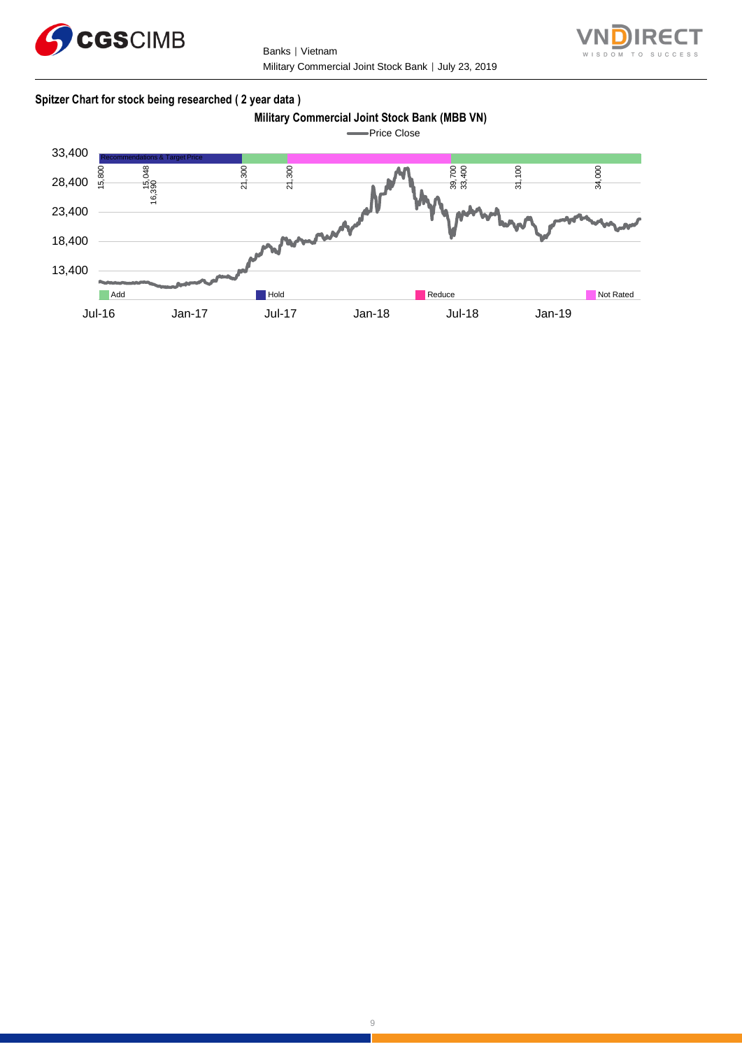**Spitzer Chart for stock being researched ( 2 year data )**

**Military Commercial Joint Stock Bank (MBB VN)**

Price Close

Recommendations & Target Price

15,800 | 15,048 | 16,390 | 21,300 | 21,300 | 39,700 | 33,400 | 31,100 | 34,000

33,400
28,400
23,400
18,400
13,400

Add | Hold | Reduce | Not Rated

Jul-16 | Jan-17 | Jul-17 | Jan-18 | Jul-18 | Jan-19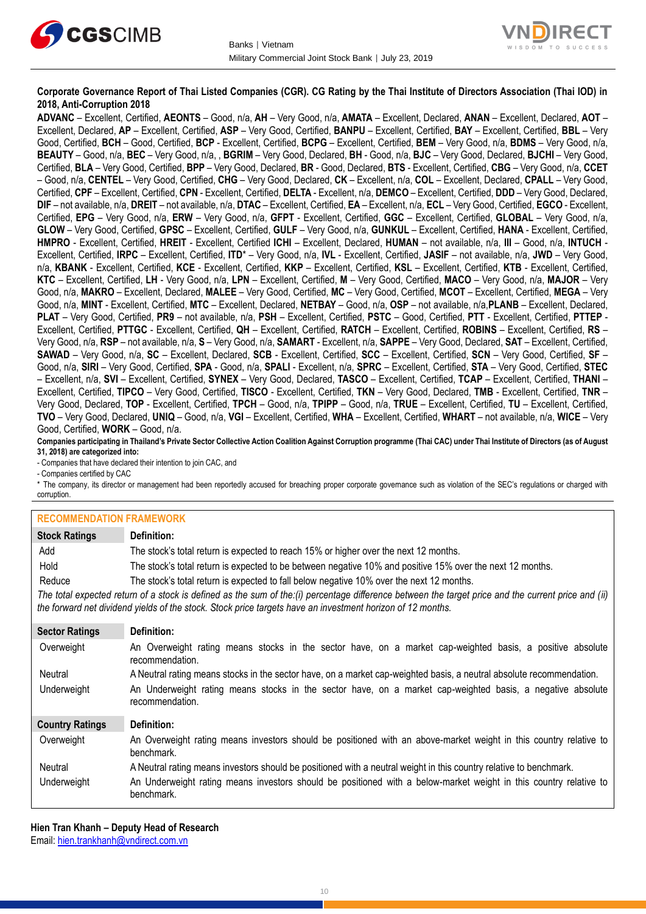**Corporate Governance Report of Thai Listed Companies (CGR). CG Rating by the Thai Institute of Directors Association (Thai IOD) in 2018, Anti-Corruption 2018**

**ADVANC** – Excellent, Certified, **AEONTS** – Good, n/a, **AH** – Very Good, n/a, **AMATA** – Excellent, Declared, **ANAN** – Excellent, Declared, **AOT** – Excellent, Declared, **AP** – Excellent, Certified, **ASP** – Very Good, Certified, **BANPU** – Excellent, Certified, **BAY** – Excellent, Certified, **BBL** – Very Good, Certified, **BCH** – Good, Certified, **BCP** - Excellent, Certified, **BCPG** – Excellent, Certified, **BEM** – Very Good, n/a, **BDMS** – Very Good, n/a, **BEAUTY** – Good, n/a, **BEC** – Very Good, n/a, , **BGRIM** – Very Good, Declared, **BH** - Good, n/a, **BJC** – Very Good, Declared, **BJCHI** – Very Good, Certified, **BLA** – Very Good, Certified, **BPP** – Very Good, Declared, **BR** - Good, Declared, **BTS** - Excellent, Certified, **CBG** – Very Good, n/a, **CCET** – Good, n/a, **CENTEL** – Very Good, Certified, **CHG** – Very Good, Declared, **CK** – Excellent, n/a, **COL** – Excellent, Declared, **CPALL** – Very Good, Certified, **CPF** – Excellent, Certified, **CPN** - Excellent, Certified, **DELTA** - Excellent, n/a, **DEMCO** – Excellent, Certified, **DDD** – Very Good, Declared, **DIF** – not available, n/a, **DREIT** – not available, n/a, **DTAC** – Excellent, Certified, **EA** – Excellent, n/a, **ECL** – Very Good, Certified, **EGCO** - Excellent, Certified, **EPG** – Very Good, n/a, **ERW** – Very Good, n/a, **GFPT** - Excellent, Certified, **GGC** – Excellent, Certified, **GLOBAL** – Very Good, n/a, **GLOW** – Very Good, Certified, **GPSC** – Excellent, Certified, **GULF** – Very Good, n/a, **GUNKUL** – Excellent, Certified, **HANA** - Excellent, Certified, **HMPRO** - Excellent, Certified, **HREIT** - Excellent, Certified **ICHI** – Excellent, Declared, **HUMAN** – not available, n/a, **III** – Good, n/a, **INTUCH** - Excellent, Certified, **IRPC** – Excellent, Certified, **ITD*** – Very Good, n/a, **IVL** - Excellent, Certified, **JASIF** – not available, n/a, **JWD** – Very Good, n/a, **KBANK** - Excellent, Certified, **KCE** - Excellent, Certified, **KKP** – Excellent, Certified, **KSL** – Excellent, Certified, **KTB** - Excellent, Certified, **KTC** – Excellent, Certified, **LH** - Very Good, n/a, **LPN** – Excellent, Certified, **M** – Very Good, Certified, **MACO** – Very Good, n/a, **MAJOR** – Very Good, n/a, **MAKRO** – Excellent, Declared, **MALEE** – Very Good, Certified, **MC** – Very Good, Certified, **MCOT** – Excellent, Certified, **MEGA** – Very Good, n/a, **MINT** - Excellent, Certified, **MTC** – Excellent, Declared, **NETBAY** – Good, n/a, **OSP** – not available, n/a,**PLANB** – Excellent, Declared, **PLAT** – Very Good, Certified, **PR9** – not available, n/a, **PSH** – Excellent, Certified, **PSTC** – Good, Certified, **PTT** - Excellent, Certified, **PTTEP** - Excellent, Certified, **PTTGC** - Excellent, Certified, **QH** – Excellent, Certified, **RATCH** – Excellent, Certified, **ROBINS** – Excellent, Certified, **RS** – Very Good, n/a, **RSP** – not available, n/a, **S** – Very Good, n/a, **SAMART** - Excellent, n/a, **SAPPE** – Very Good, Declared, **SAT** – Excellent, Certified, **SAWAD** – Very Good, n/a, **SC** – Excellent, Declared, **SCB** - Excellent, Certified, **SCC** – Excellent, Certified, **SCN** – Very Good, Certified, **SF** – Good, n/a, **SIRI** – Very Good, Certified, **SPA** - Good, n/a, **SPALI** - Excellent, n/a, **SPRC** – Excellent, Certified, **STA** – Very Good, Certified, **STEC** – Excellent, n/a, **SVI** – Excellent, Certified, **SYNEX** – Very Good, Declared, **TASCO** – Excellent, Certified, **TCAP** – Excellent, Certified, **THANI** – Excellent, Certified, **TIPCO** – Very Good, Certified, **TISCO** - Excellent, Certified, **TKN** – Very Good, Declared, **TMB** - Excellent, Certified, **TNR** – Very Good, Declared, **TOP** - Excellent, Certified, **TPCH** – Good, n/a, **TPIPP** – Good, n/a, **TRUE** – Excellent, Certified, **TU** – Excellent, Certified, **TVO** – Very Good, Declared, **UNIQ** – Good, n/a, **VGI** – Excellent, Certified, **WHA** – Excellent, Certified, **WHART** – not available, n/a, **WICE** – Very Good, Certified, **WORK** – Good, n/a.

**Companies participating in Thailand's Private Sector Collective Action Coalition Against Corruption programme (Thai CAC) under Thai Institute of Directors (as of August 31, 2018) are categorized into:**

- Companies that have declared their intention to join CAC, and
- Companies certified by CAC

* The company, its director or management had been reportedly accused for breaching proper corporate governance such as violation of the SEC's regulations or charged with corruption.

## RECOMMENDATION FRAMEWORK

| Stock Ratings | Definition: |
|---|---|
| Add | The stock's total return is expected to reach 15% or higher over the next 12 months. |
| Hold | The stock's total return is expected to be between negative 10% and positive 15% over the next 12 months. |
| Reduce | The stock's total return is expected to fall below negative 10% over the next 12 months. |

*The total expected return of a stock is defined as the sum of the:(i) percentage difference between the target price and the current price and (ii) the forward net dividend yields of the stock. Stock price targets have an investment horizon of 12 months.*

| Sector Ratings | Definition: |
|---|---|
| Overweight | An Overweight rating means stocks in the sector have, on a market cap-weighted basis, a positive absolute recommendation. |
| Neutral | A Neutral rating means stocks in the sector have, on a market cap-weighted basis, a neutral absolute recommendation. |
| Underweight | An Underweight rating means stocks in the sector have, on a market cap-weighted basis, a negative absolute recommendation. |

| Country Ratings | Definition: |
|---|---|
| Overweight | An Overweight rating means investors should be positioned with an above-market weight in this country relative to benchmark. |
| Neutral | A Neutral rating means investors should be positioned with a neutral weight in this country relative to benchmark. |
| Underweight | An Underweight rating means investors should be positioned with a below-market weight in this country relative to benchmark. |

**Hien Tran Khanh – Deputy Head of Research**
Email: hien.trankhanh@vndirect.com.vn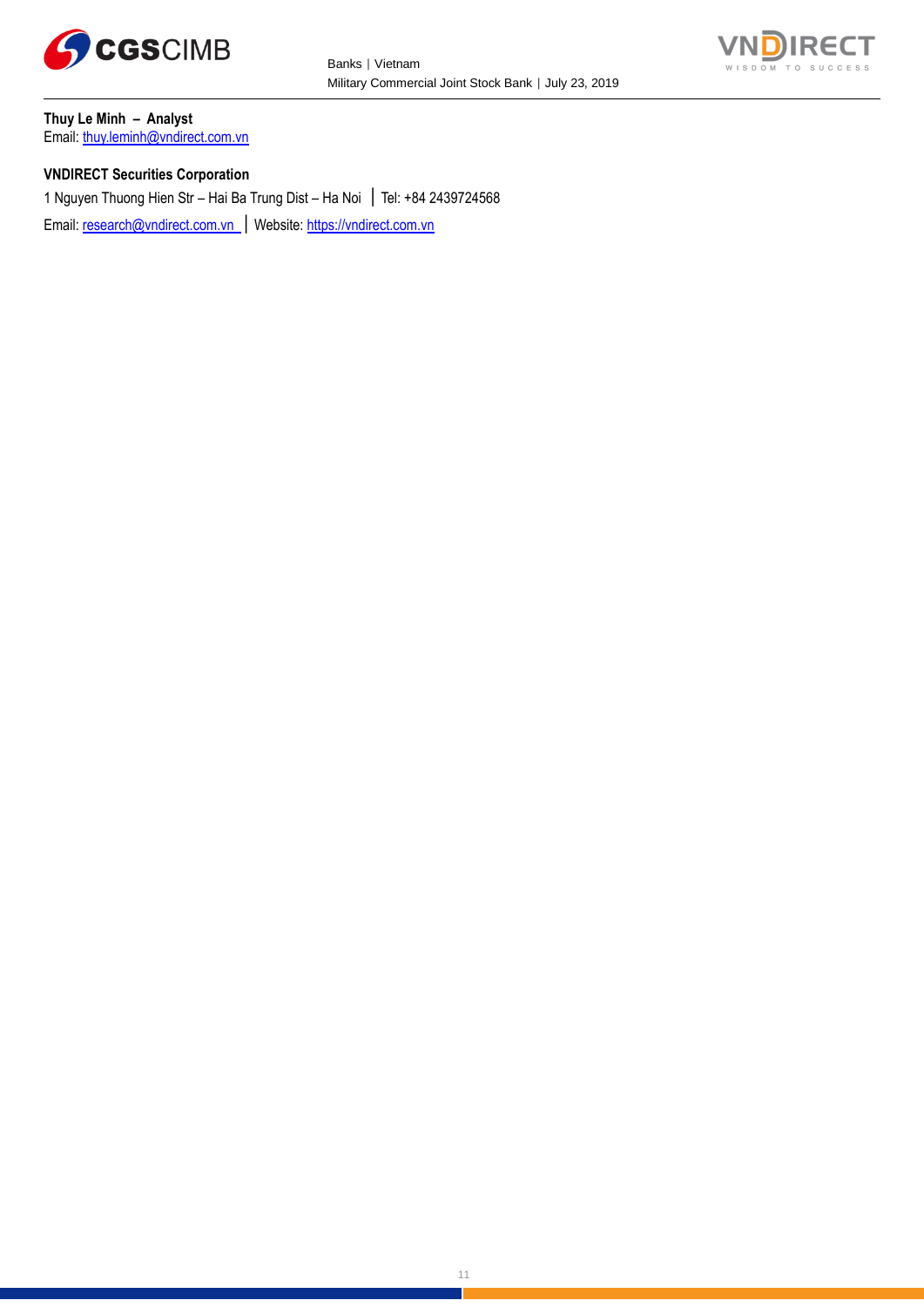**Thuy Le Minh – Analyst**
Email: thuy.leminh@vndirect.com.vn

**VNDIRECT Securities Corporation**

1 Nguyen Thuong Hien Str – Hai Ba Trung Dist – Ha Noi | Tel: +84 2439724568

Email: research@vndirect.com.vn | Website: https://vndirect.com.vn